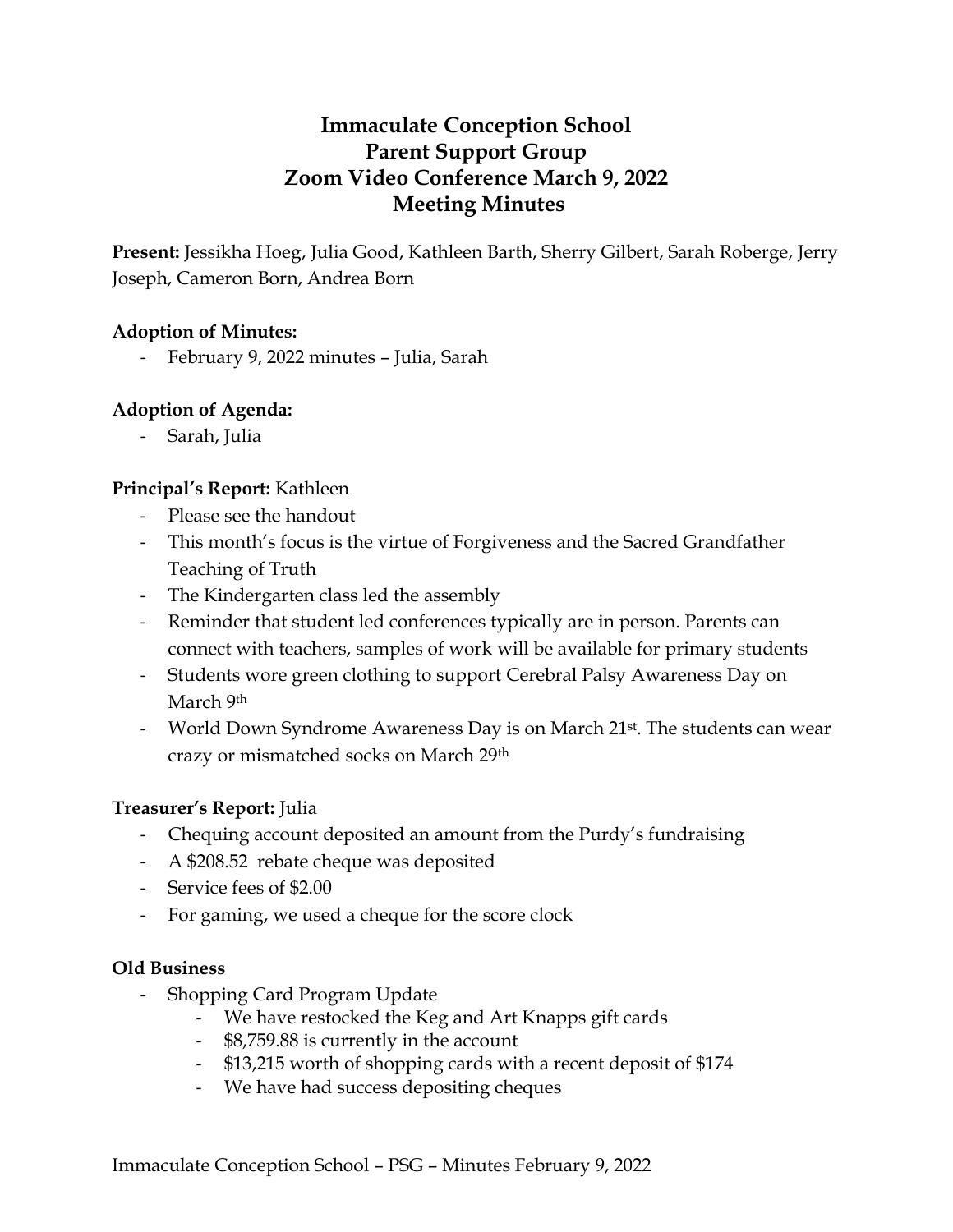# Immaculate Conception School
# Parent Support Group
# Zoom Video Conference March 9, 2022
# Meeting Minutes

**Present:** Jessikha Hoeg, Julia Good, Kathleen Barth, Sherry Gilbert, Sarah Roberge, Jerry Joseph, Cameron Born, Andrea Born

**Adoption of Minutes:**

- February 9, 2022 minutes – Julia, Sarah

**Adoption of Agenda:**

- Sarah, Julia

**Principal's Report:** Kathleen

- Please see the handout
- This month's focus is the virtue of Forgiveness and the Sacred Grandfather Teaching of Truth
- The Kindergarten class led the assembly
- Reminder that student led conferences typically are in person. Parents can connect with teachers, samples of work will be available for primary students
- Students wore green clothing to support Cerebral Palsy Awareness Day on March 9th
- World Down Syndrome Awareness Day is on March 21st. The students can wear crazy or mismatched socks on March 29th

**Treasurer's Report:** Julia

- Chequing account deposited an amount from the Purdy's fundraising
- A $208.52 rebate cheque was deposited
- Service fees of $2.00
- For gaming, we used a cheque for the score clock

**Old Business**

- Shopping Card Program Update
  - We have restocked the Keg and Art Knapps gift cards
  - $8,759.88 is currently in the account
  - $13,215 worth of shopping cards with a recent deposit of $174
  - We have had success depositing cheques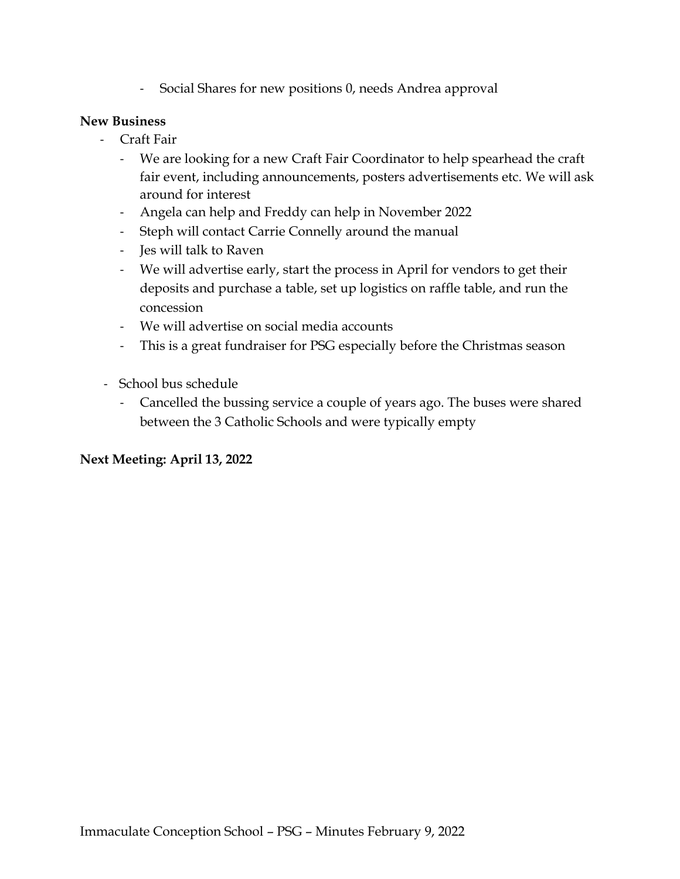- Social Shares for new positions 0, needs Andrea approval

**New Business**

- Craft Fair
  - We are looking for a new Craft Fair Coordinator to help spearhead the craft fair event, including announcements, posters advertisements etc. We will ask around for interest
  - Angela can help and Freddy can help in November 2022
  - Steph will contact Carrie Connelly around the manual
  - Jes will talk to Raven
  - We will advertise early, start the process in April for vendors to get their deposits and purchase a table, set up logistics on raffle table, and run the concession
  - We will advertise on social media accounts
  - This is a great fundraiser for PSG especially before the Christmas season

- School bus schedule
  - Cancelled the bussing service a couple of years ago. The buses were shared between the 3 Catholic Schools and were typically empty

**Next Meeting: April 13, 2022**